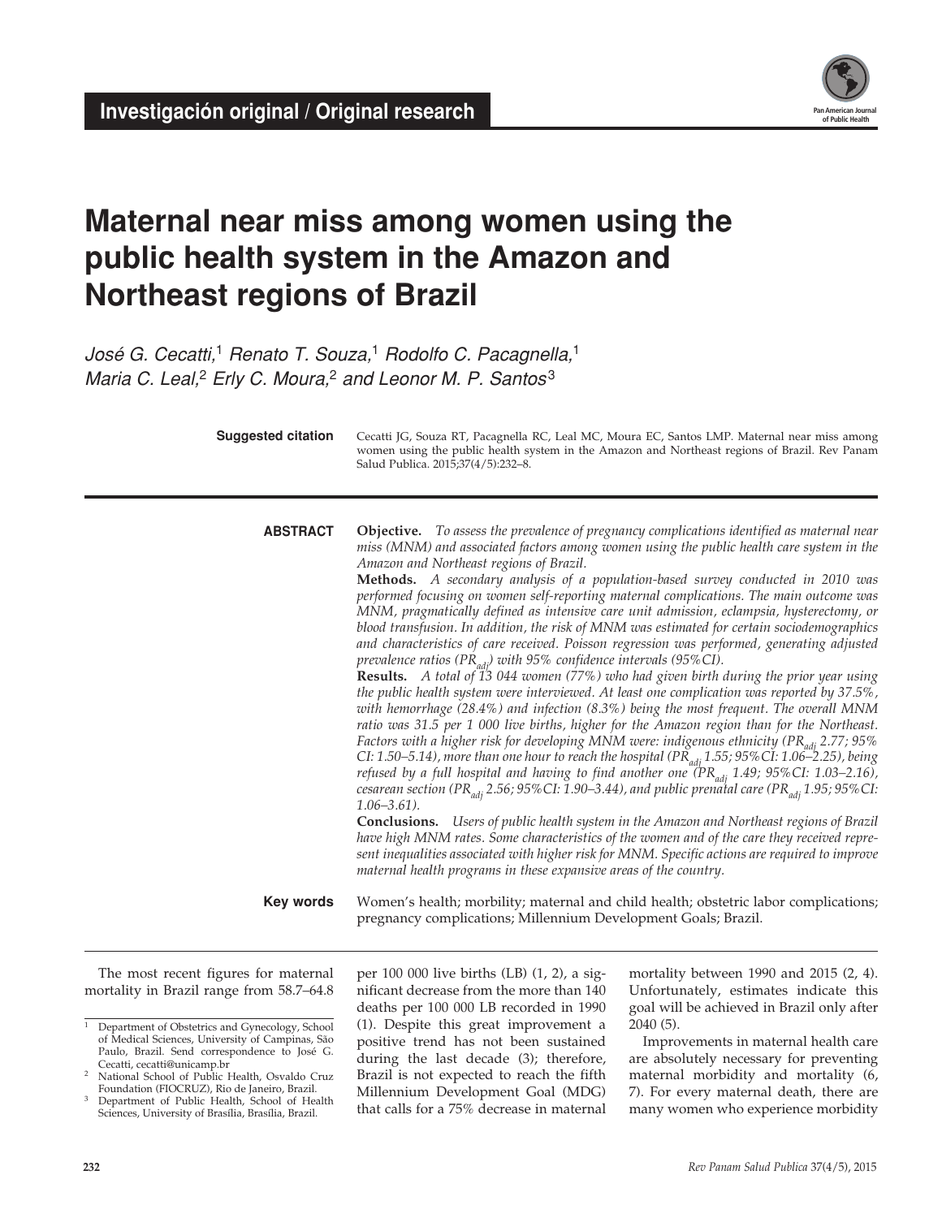Investigación original / Original research

# Maternal near miss among women using the public health system in the Amazon and Northeast regions of Brazil

*José G. Cecatti,*[1] *Renato T. Souza,*[1] *Rodolfo C. Pacagnella,*[1] *Maria C. Leal,*[2] *Erly C. Moura,*[2] *and Leonor M. P. Santos*[3]

**Suggested citation** Cecatti JG, Souza RT, Pacagnella RC, Leal MC, Moura EC, Santos LMP. Maternal near miss among women using the public health system in the Amazon and Northeast regions of Brazil. Rev Panam Salud Publica. 2015;37(4/5):232–8.

**ABSTRACT**

**Objective.** *To assess the prevalence of pregnancy complications identified as maternal near miss (MNM) and associated factors among women using the public health care system in the Amazon and Northeast regions of Brazil.*

**Methods.** *A secondary analysis of a population-based survey conducted in 2010 was performed focusing on women self-reporting maternal complications. The main outcome was MNM, pragmatically defined as intensive care unit admission, eclampsia, hysterectomy, or blood transfusion. In addition, the risk of MNM was estimated for certain sociodemographics and characteristics of care received. Poisson regression was performed, generating adjusted prevalence ratios ($PR_{adj}$) with 95% confidence intervals (95%CI).*

**Results.** *A total of 13 044 women (77%) who had given birth during the prior year using the public health system were interviewed. At least one complication was reported by 37.5%, with hemorrhage (28.4%) and infection (8.3%) being the most frequent. The overall MNM ratio was 31.5 per 1 000 live births, higher for the Amazon region than for the Northeast. Factors with a higher risk for developing MNM were: indigenous ethnicity ($PR_{adj}$ 2.77; 95% CI: 1.50–5.14), more than one hour to reach the hospital ($PR_{adj}$ 1.55; 95%CI: 1.06–2.25), being refused by a full hospital and having to find another one ($PR_{adj}$ 1.49; 95%CI: 1.03–2.16), cesarean section ($PR_{adj}$ 2.56; 95%CI: 1.90–3.44), and public prenatal care ($PR_{adj}$ 1.95; 95%CI: 1.06–3.61).*

**Conclusions.** *Users of public health system in the Amazon and Northeast regions of Brazil have high MNM rates. Some characteristics of the women and of the care they received represent inequalities associated with higher risk for MNM. Specific actions are required to improve maternal health programs in these expansive areas of the country.*

**Key words** Women's health; morbility; maternal and child health; obstetric labor complications; pregnancy complications; Millennium Development Goals; Brazil.

---

The most recent figures for maternal mortality in Brazil range from 58.7–64.8 per 100 000 live births (LB) (1, 2), a significant decrease from the more than 140 deaths per 100 000 LB recorded in 1990 (1). Despite this great improvement a positive trend has not been sustained during the last decade (3); therefore, Brazil is not expected to reach the fifth Millennium Development Goal (MDG) that calls for a 75% decrease in maternal mortality between 1990 and 2015 (2, 4). Unfortunately, estimates indicate this goal will be achieved in Brazil only after 2040 (5).

Improvements in maternal health care are absolutely necessary for preventing maternal morbidity and mortality (6, 7). For every maternal death, there are many women who experience morbidity

---

[1] Department of Obstetrics and Gynecology, School of Medical Sciences, University of Campinas, São Paulo, Brazil. Send correspondence to José G. Cecatti, cecatti@unicamp.br

[2] National School of Public Health, Osvaldo Cruz Foundation (FIOCRUZ), Rio de Janeiro, Brazil.

[3] Department of Public Health, School of Health Sciences, University of Brasília, Brasília, Brazil.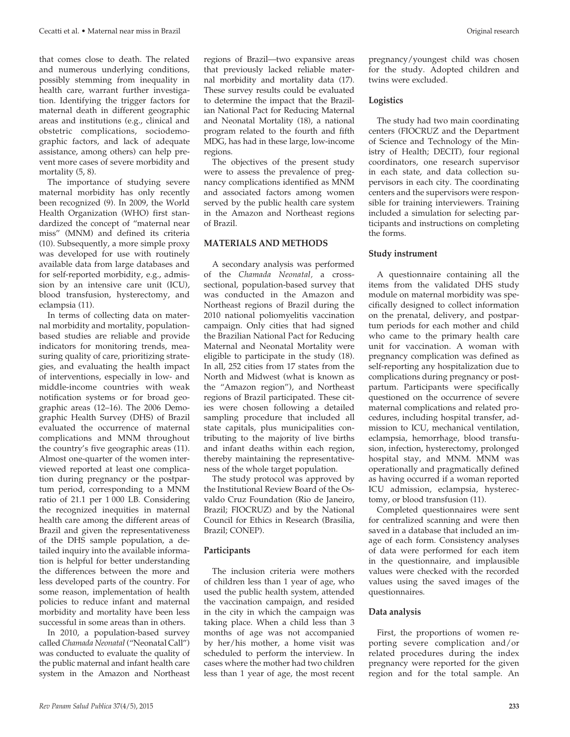that comes close to death. The related and numerous underlying conditions, possibly stemming from inequality in health care, warrant further investigation. Identifying the trigger factors for maternal death in different geographic areas and institutions (e.g., clinical and obstetric complications, sociodemographic factors, and lack of adequate assistance, among others) can help prevent more cases of severe morbidity and mortality (5, 8).

The importance of studying severe maternal morbidity has only recently been recognized (9). In 2009, the World Health Organization (WHO) first standardized the concept of "maternal near miss" (MNM) and defined its criteria (10). Subsequently, a more simple proxy was developed for use with routinely available data from large databases and for self-reported morbidity, e.g., admission by an intensive care unit (ICU), blood transfusion, hysterectomy, and eclampsia (11).

In terms of collecting data on maternal morbidity and mortality, population-based studies are reliable and provide indicators for monitoring trends, measuring quality of care, prioritizing strategies, and evaluating the health impact of interventions, especially in low- and middle-income countries with weak notification systems or for broad geographic areas (12–16). The 2006 Demographic Health Survey (DHS) of Brazil evaluated the occurrence of maternal complications and MNM throughout the country's five geographic areas (11). Almost one-quarter of the women interviewed reported at least one complication during pregnancy or the postpartum period, corresponding to a MNM ratio of 21.1 per 1 000 LB. Considering the recognized inequities in maternal health care among the different areas of Brazil and given the representativeness of the DHS sample population, a detailed inquiry into the available information is helpful for better understanding the differences between the more and less developed parts of the country. For some reason, implementation of health policies to reduce infant and maternal morbidity and mortality have been less successful in some areas than in others.

In 2010, a population-based survey called *Chamada Neonatal* ("Neonatal Call") was conducted to evaluate the quality of the public maternal and infant health care system in the Amazon and Northeast regions of Brazil—two expansive areas that previously lacked reliable maternal morbidity and mortality data (17). These survey results could be evaluated to determine the impact that the Brazilian National Pact for Reducing Maternal and Neonatal Mortality (18), a national program related to the fourth and fifth MDG, has had in these large, low-income regions.

The objectives of the present study were to assess the prevalence of pregnancy complications identified as MNM and associated factors among women served by the public health care system in the Amazon and Northeast regions of Brazil.

## MATERIALS AND METHODS

A secondary analysis was performed of the *Chamada Neonatal,* a cross-sectional, population-based survey that was conducted in the Amazon and Northeast regions of Brazil during the 2010 national poliomyelitis vaccination campaign. Only cities that had signed the Brazilian National Pact for Reducing Maternal and Neonatal Mortality were eligible to participate in the study (18). In all, 252 cities from 17 states from the North and Midwest (what is known as the "Amazon region"), and Northeast regions of Brazil participated. These cities were chosen following a detailed sampling procedure that included all state capitals, plus municipalities contributing to the majority of live births and infant deaths within each region, thereby maintaining the representativeness of the whole target population.

The study protocol was approved by the Institutional Review Board of the Oswaldo Cruz Foundation (Rio de Janeiro, Brazil; FIOCRUZ) and by the National Council for Ethics in Research (Brasilia, Brazil; CONEP).

### Participants

The inclusion criteria were mothers of children less than 1 year of age, who used the public health system, attended the vaccination campaign, and resided in the city in which the campaign was taking place. When a child less than 3 months of age was not accompanied by her/his mother, a home visit was scheduled to perform the interview. In cases where the mother had two children less than 1 year of age, the most recent pregnancy/youngest child was chosen for the study. Adopted children and twins were excluded.

### Logistics

The study had two main coordinating centers (FIOCRUZ and the Department of Science and Technology of the Ministry of Health; DECIT), four regional coordinators, one research supervisor in each state, and data collection supervisors in each city. The coordinating centers and the supervisors were responsible for training interviewers. Training included a simulation for selecting participants and instructions on completing the forms.

### Study instrument

A questionnaire containing all the items from the validated DHS study module on maternal morbidity was specifically designed to collect information on the prenatal, delivery, and postpartum periods for each mother and child who came to the primary health care unit for vaccination. A woman with pregnancy complication was defined as self-reporting any hospitalization due to complications during pregnancy or postpartum. Participants were specifically questioned on the occurrence of severe maternal complications and related procedures, including hospital transfer, admission to ICU, mechanical ventilation, eclampsia, hemorrhage, blood transfusion, infection, hysterectomy, prolonged hospital stay, and MNM. MNM was operationally and pragmatically defined as having occurred if a woman reported ICU admission, eclampsia, hysterectomy, or blood transfusion (11).

Completed questionnaires were sent for centralized scanning and were then saved in a database that included an image of each form. Consistency analyses of data were performed for each item in the questionnaire, and implausible values were checked with the recorded values using the saved images of the questionnaires.

### Data analysis

First, the proportions of women reporting severe complication and/or related procedures during the index pregnancy were reported for the given region and for the total sample. An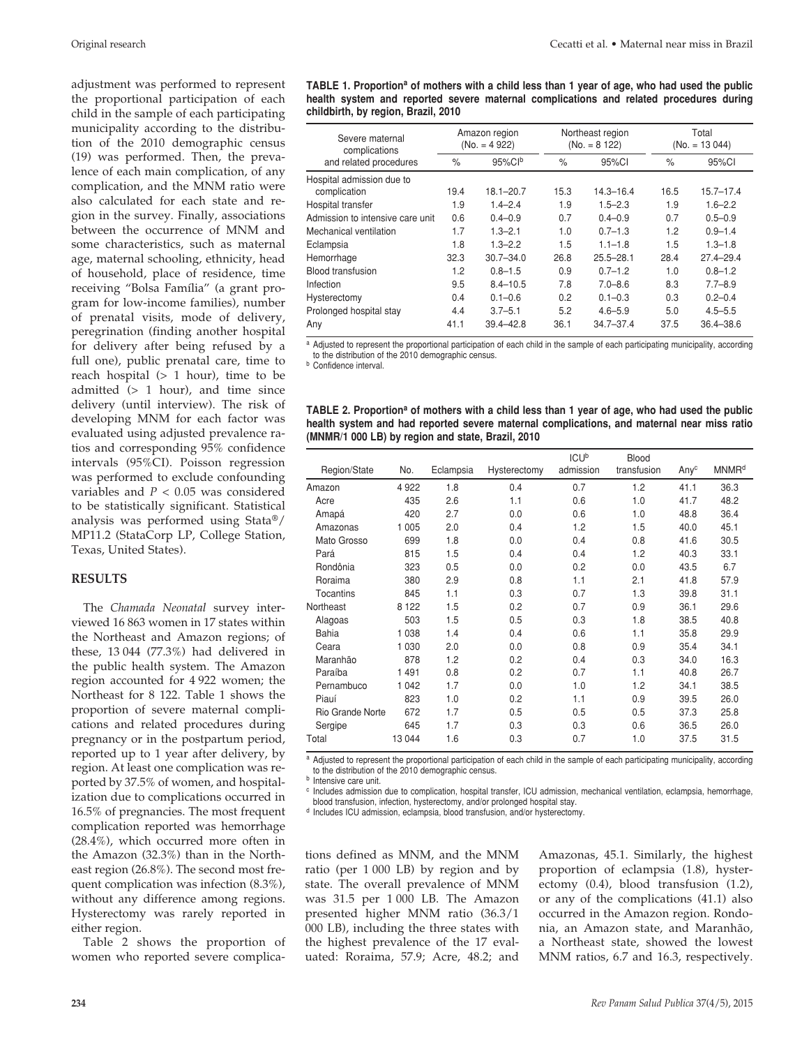adjustment was performed to represent the proportional participation of each child in the sample of each participating municipality according to the distribution of the 2010 demographic census (19) was performed. Then, the prevalence of each main complication, of any complication, and the MNM ratio were also calculated for each state and region in the survey. Finally, associations between the occurrence of MNM and some characteristics, such as maternal age, maternal schooling, ethnicity, head of household, place of residence, time receiving "Bolsa Família" (a grant program for low-income families), number of prenatal visits, mode of delivery, peregrination (finding another hospital for delivery after being refused by a full one), public prenatal care, time to reach hospital (> 1 hour), time to be admitted (> 1 hour), and time since delivery (until interview). The risk of developing MNM for each factor was evaluated using adjusted prevalence ratios and corresponding 95% confidence intervals (95%CI). Poisson regression was performed to exclude confounding variables and $P < 0.05$ was considered to be statistically significant. Statistical analysis was performed using Stata®/MP11.2 (StataCorp LP, College Station, Texas, United States).

## RESULTS

The *Chamada Neonatal* survey interviewed 16 863 women in 17 states within the Northeast and Amazon regions; of these, 13 044 (77.3%) had delivered in the public health system. The Amazon region accounted for 4 922 women; the Northeast for 8 122. Table 1 shows the proportion of severe maternal complications and related procedures during pregnancy or in the postpartum period, reported up to 1 year after delivery, by region. At least one complication was reported by 37.5% of women, and hospitalization due to complications occurred in 16.5% of pregnancies. The most frequent complication reported was hemorrhage (28.4%), which occurred more often in the Amazon (32.3%) than in the Northeast region (26.8%). The second most frequent complication was infection (8.3%), without any difference among regions. Hysterectomy was rarely reported in either region.

Table 2 shows the proportion of women who reported severe complications defined as MNM, and the MNM ratio (per 1 000 LB) by region and by state. The overall prevalence of MNM was 31.5 per 1 000 LB. The Amazon presented higher MNM ratio (36.3/1 000 LB), including the three states with the highest prevalence of the 17 evaluated: Roraima, 57.9; Acre, 48.2; and Amazonas, 45.1. Similarly, the highest proportion of eclampsia (1.8), hysterectomy (0.4), blood transfusion (1.2), or any of the complications (41.1) also occurred in the Amazon region. Rondonia, an Amazon state, and Maranhão, a Northeast state, showed the lowest MNM ratios, 6.7 and 16.3, respectively.

**TABLE 1. Proportion[a] of mothers with a child less than 1 year of age, who had used the public health system and reported severe maternal complications and related procedures during childbirth, by region, Brazil, 2010**

| Severe maternal complications and related procedures | Amazon region (No. = 4 922) | | Northeast region (No. = 8 122) | | Total (No. = 13 044) | |
|---|---|---|---|---|---|---|
| | % | 95%CI[b] | % | 95%CI | % | 95%CI |
| Hospital admission due to complication | 19.4 | 18.1–20.7 | 15.3 | 14.3–16.4 | 16.5 | 15.7–17.4 |
| Hospital transfer | 1.9 | 1.4–2.4 | 1.9 | 1.5–2.3 | 1.9 | 1.6–2.2 |
| Admission to intensive care unit | 0.6 | 0.4–0.9 | 0.7 | 0.4–0.9 | 0.7 | 0.5–0.9 |
| Mechanical ventilation | 1.7 | 1.3–2.1 | 1.0 | 0.7–1.3 | 1.2 | 0.9–1.4 |
| Eclampsia | 1.8 | 1.3–2.2 | 1.5 | 1.1–1.8 | 1.5 | 1.3–1.8 |
| Hemorrhage | 32.3 | 30.7–34.0 | 26.8 | 25.5–28.1 | 28.4 | 27.4–29.4 |
| Blood transfusion | 1.2 | 0.8–1.5 | 0.9 | 0.7–1.2 | 1.0 | 0.8–1.2 |
| Infection | 9.5 | 8.4–10.5 | 7.8 | 7.0–8.6 | 8.3 | 7.7–8.9 |
| Hysterectomy | 0.4 | 0.1–0.6 | 0.2 | 0.1–0.3 | 0.3 | 0.2–0.4 |
| Prolonged hospital stay | 4.4 | 3.7–5.1 | 5.2 | 4.6–5.9 | 5.0 | 4.5–5.5 |
| Any | 41.1 | 39.4–42.8 | 36.1 | 34.7–37.4 | 37.5 | 36.4–38.6 |

[a] Adjusted to represent the proportional participation of each child in the sample of each participating municipality, according to the distribution of the 2010 demographic census.
[b] Confidence interval.

**TABLE 2. Proportion[a] of mothers with a child less than 1 year of age, who had used the public health system and had reported severe maternal complications, and maternal near miss ratio (MNMR/1 000 LB) by region and state, Brazil, 2010**

| Region/State | No. | Eclampsia | Hysterectomy | ICU[b] admission | Blood transfusion | Any[c] | MNMR[d] |
|---|---|---|---|---|---|---|---|
| Amazon | 4 922 | 1.8 | 0.4 | 0.7 | 1.2 | 41.1 | 36.3 |
| Acre | 435 | 2.6 | 1.1 | 0.6 | 1.0 | 41.7 | 48.2 |
| Amapá | 420 | 2.7 | 0.0 | 0.6 | 1.0 | 48.8 | 36.4 |
| Amazonas | 1 005 | 2.0 | 0.4 | 1.2 | 1.5 | 40.0 | 45.1 |
| Mato Grosso | 699 | 1.8 | 0.0 | 0.4 | 0.8 | 41.6 | 30.5 |
| Pará | 815 | 1.5 | 0.4 | 0.4 | 1.2 | 40.3 | 33.1 |
| Rondônia | 323 | 0.5 | 0.0 | 0.2 | 0.0 | 43.5 | 6.7 |
| Roraima | 380 | 2.9 | 0.8 | 1.1 | 2.1 | 41.8 | 57.9 |
| Tocantins | 845 | 1.1 | 0.3 | 0.7 | 1.3 | 39.8 | 31.1 |
| Northeast | 8 122 | 1.5 | 0.2 | 0.7 | 0.9 | 36.1 | 29.6 |
| Alagoas | 503 | 1.5 | 0.5 | 0.3 | 1.8 | 38.5 | 40.8 |
| Bahia | 1 038 | 1.4 | 0.4 | 0.6 | 1.1 | 35.8 | 29.9 |
| Ceara | 1 030 | 2.0 | 0.0 | 0.8 | 0.9 | 35.4 | 34.1 |
| Maranhão | 878 | 1.2 | 0.2 | 0.4 | 0.3 | 34.0 | 16.3 |
| Paraíba | 1 491 | 0.8 | 0.2 | 0.7 | 1.1 | 40.8 | 26.7 |
| Pernambuco | 1 042 | 1.7 | 0.0 | 1.0 | 1.2 | 34.1 | 38.5 |
| Piauí | 823 | 1.0 | 0.2 | 1.1 | 0.9 | 39.5 | 26.0 |
| Rio Grande Norte | 672 | 1.7 | 0.5 | 0.5 | 0.5 | 37.3 | 25.8 |
| Sergipe | 645 | 1.7 | 0.3 | 0.3 | 0.6 | 36.5 | 26.0 |
| Total | 13 044 | 1.6 | 0.3 | 0.7 | 1.0 | 37.5 | 31.5 |

[a] Adjusted to represent the proportional participation of each child in the sample of each participating municipality, according to the distribution of the 2010 demographic census.
[b] Intensive care unit.
[c] Includes admission due to complication, hospital transfer, ICU admission, mechanical ventilation, eclampsia, hemorrhage, blood transfusion, infection, hysterectomy, and/or prolonged hospital stay.
[d] Includes ICU admission, eclampsia, blood transfusion, and/or hysterectomy.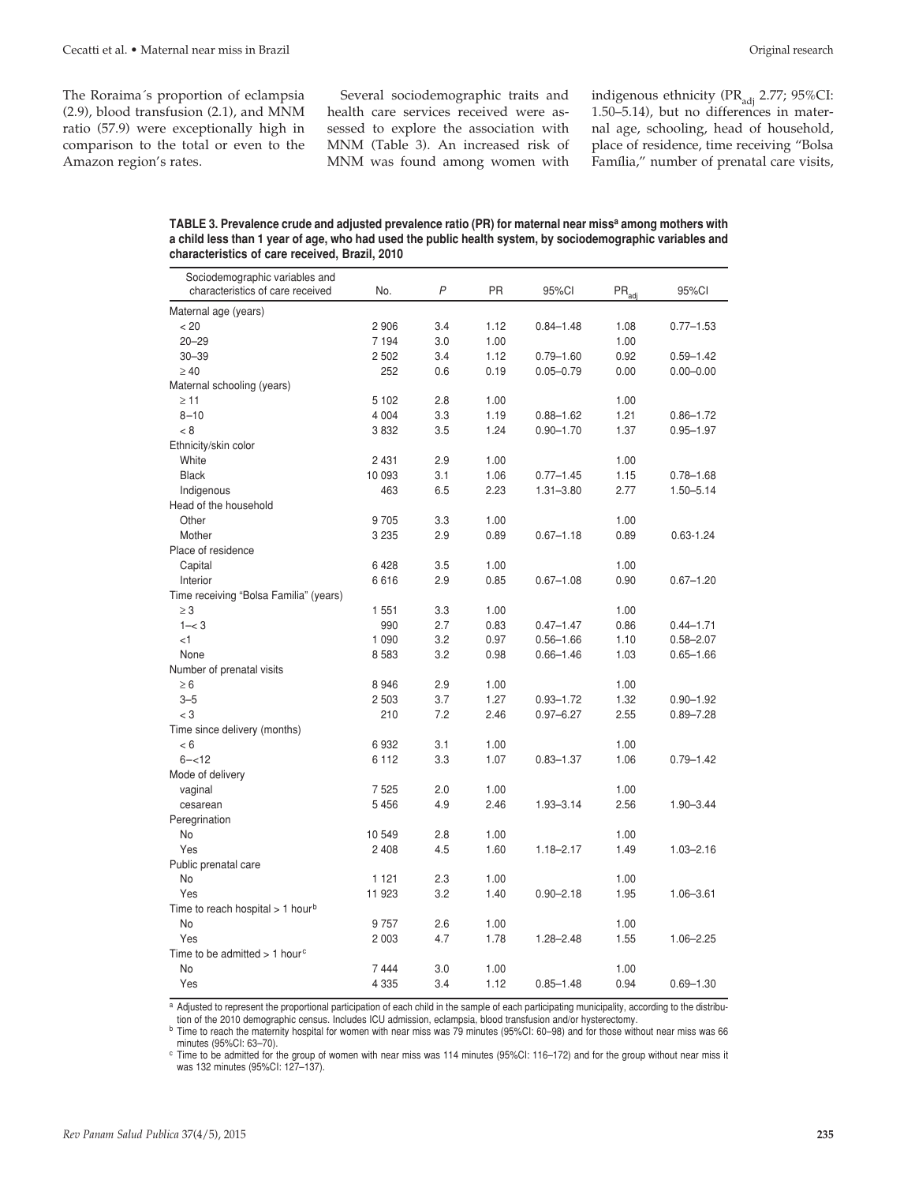The Roraima´s proportion of eclampsia (2.9), blood transfusion (2.1), and MNM ratio (57.9) were exceptionally high in comparison to the total or even to the Amazon region's rates.

Several sociodemographic traits and health care services received were assessed to explore the association with MNM (Table 3). An increased risk of MNM was found among women with indigenous ethnicity ($PR_{adj}$ 2.77; 95%CI: 1.50–5.14), but no differences in maternal age, schooling, head of household, place of residence, time receiving "Bolsa Família," number of prenatal care visits,

**TABLE 3. Prevalence crude and adjusted prevalence ratio (PR) for maternal near miss[a] among mothers with a child less than 1 year of age, who had used the public health system, by sociodemographic variables and characteristics of care received, Brazil, 2010**

| Sociodemographic variables and characteristics of care received | No. | *P* | PR | 95%CI | $PR_{adj}$ | 95%CI |
|---|---|---|---|---|---|---|
| Maternal age (years) | | | | | | |
| < 20 | 2 906 | 3.4 | 1.12 | 0.84–1.48 | 1.08 | 0.77–1.53 |
| 20–29 | 7 194 | 3.0 | 1.00 | | 1.00 | |
| 30–39 | 2 502 | 3.4 | 1.12 | 0.79–1.60 | 0.92 | 0.59–1.42 |
| ≥ 40 | 252 | 0.6 | 0.19 | 0.05–0.79 | 0.00 | 0.00–0.00 |
| Maternal schooling (years) | | | | | | |
| ≥ 11 | 5 102 | 2.8 | 1.00 | | 1.00 | |
| 8–10 | 4 004 | 3.3 | 1.19 | 0.88–1.62 | 1.21 | 0.86–1.72 |
| < 8 | 3 832 | 3.5 | 1.24 | 0.90–1.70 | 1.37 | 0.95–1.97 |
| Ethnicity/skin color | | | | | | |
| White | 2 431 | 2.9 | 1.00 | | 1.00 | |
| Black | 10 093 | 3.1 | 1.06 | 0.77–1.45 | 1.15 | 0.78–1.68 |
| Indigenous | 463 | 6.5 | 2.23 | 1.31–3.80 | 2.77 | 1.50–5.14 |
| Head of the household | | | | | | |
| Other | 9 705 | 3.3 | 1.00 | | 1.00 | |
| Mother | 3 235 | 2.9 | 0.89 | 0.67–1.18 | 0.89 | 0.63-1.24 |
| Place of residence | | | | | | |
| Capital | 6 428 | 3.5 | 1.00 | | 1.00 | |
| Interior | 6 616 | 2.9 | 0.85 | 0.67–1.08 | 0.90 | 0.67–1.20 |
| Time receiving "Bolsa Familia" (years) | | | | | | |
| ≥ 3 | 1 551 | 3.3 | 1.00 | | 1.00 | |
| 1–< 3 | 990 | 2.7 | 0.83 | 0.47–1.47 | 0.86 | 0.44–1.71 |
| <1 | 1 090 | 3.2 | 0.97 | 0.56–1.66 | 1.10 | 0.58–2.07 |
| None | 8 583 | 3.2 | 0.98 | 0.66–1.46 | 1.03 | 0.65–1.66 |
| Number of prenatal visits | | | | | | |
| ≥ 6 | 8 946 | 2.9 | 1.00 | | 1.00 | |
| 3–5 | 2 503 | 3.7 | 1.27 | 0.93–1.72 | 1.32 | 0.90–1.92 |
| < 3 | 210 | 7.2 | 2.46 | 0.97–6.27 | 2.55 | 0.89–7.28 |
| Time since delivery (months) | | | | | | |
| < 6 | 6 932 | 3.1 | 1.00 | | 1.00 | |
| 6–<12 | 6 112 | 3.3 | 1.07 | 0.83–1.37 | 1.06 | 0.79–1.42 |
| Mode of delivery | | | | | | |
| vaginal | 7 525 | 2.0 | 1.00 | | 1.00 | |
| cesarean | 5 456 | 4.9 | 2.46 | 1.93–3.14 | 2.56 | 1.90–3.44 |
| Peregrination | | | | | | |
| No | 10 549 | 2.8 | 1.00 | | 1.00 | |
| Yes | 2 408 | 4.5 | 1.60 | 1.18–2.17 | 1.49 | 1.03–2.16 |
| Public prenatal care | | | | | | |
| No | 1 121 | 2.3 | 1.00 | | 1.00 | |
| Yes | 11 923 | 3.2 | 1.40 | 0.90–2.18 | 1.95 | 1.06–3.61 |
| Time to reach hospital > 1 hour[b] | | | | | | |
| No | 9 757 | 2.6 | 1.00 | | 1.00 | |
| Yes | 2 003 | 4.7 | 1.78 | 1.28–2.48 | 1.55 | 1.06–2.25 |
| Time to be admitted > 1 hour[c] | | | | | | |
| No | 7 444 | 3.0 | 1.00 | | 1.00 | |
| Yes | 4 335 | 3.4 | 1.12 | 0.85–1.48 | 0.94 | 0.69–1.30 |

[a] Adjusted to represent the proportional participation of each child in the sample of each participating municipality, according to the distribution of the 2010 demographic census. Includes ICU admission, eclampsia, blood transfusion and/or hysterectomy.
[b] Time to reach the maternity hospital for women with near miss was 79 minutes (95%CI: 60–98) and for those without near miss was 66 minutes (95%CI: 63–70).
[c] Time to be admitted for the group of women with near miss was 114 minutes (95%CI: 116–172) and for the group without near miss it was 132 minutes (95%CI: 127–137).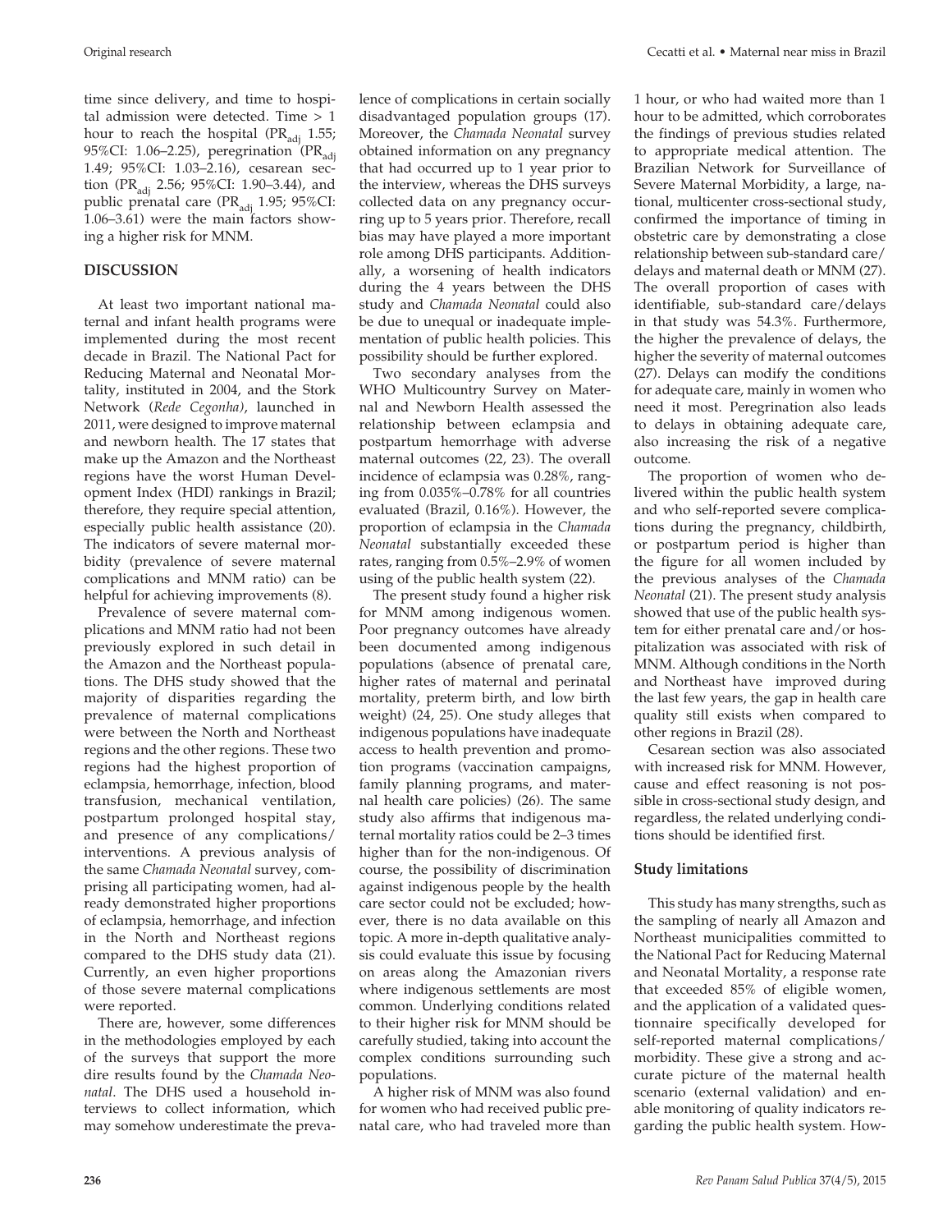time since delivery, and time to hospital admission were detected. Time > 1 hour to reach the hospital ($PR_{adj}$ 1.55; 95%CI: 1.06–2.25), peregrination ($PR_{adj}$ 1.49; 95%CI: 1.03–2.16), cesarean section ($PR_{adj}$ 2.56; 95%CI: 1.90–3.44), and public prenatal care ($PR_{adj}$ 1.95; 95%CI: 1.06–3.61) were the main factors showing a higher risk for MNM.

## DISCUSSION

At least two important national maternal and infant health programs were implemented during the most recent decade in Brazil. The National Pact for Reducing Maternal and Neonatal Mortality, instituted in 2004, and the Stork Network (*Rede Cegonha)*, launched in 2011, were designed to improve maternal and newborn health. The 17 states that make up the Amazon and the Northeast regions have the worst Human Development Index (HDI) rankings in Brazil; therefore, they require special attention, especially public health assistance (20). The indicators of severe maternal morbidity (prevalence of severe maternal complications and MNM ratio) can be helpful for achieving improvements (8).

Prevalence of severe maternal complications and MNM ratio had not been previously explored in such detail in the Amazon and the Northeast populations. The DHS study showed that the majority of disparities regarding the prevalence of maternal complications were between the North and Northeast regions and the other regions. These two regions had the highest proportion of eclampsia, hemorrhage, infection, blood transfusion, mechanical ventilation, postpartum prolonged hospital stay, and presence of any complications/interventions. A previous analysis of the same *Chamada Neonatal* survey, comprising all participating women, had already demonstrated higher proportions of eclampsia, hemorrhage, and infection in the North and Northeast regions compared to the DHS study data (21). Currently, an even higher proportions of those severe maternal complications were reported.

There are, however, some differences in the methodologies employed by each of the surveys that support the more dire results found by the *Chamada Neonatal*. The DHS used a household interviews to collect information, which may somehow underestimate the prevalence of complications in certain socially disadvantaged population groups (17). Moreover, the *Chamada Neonatal* survey obtained information on any pregnancy that had occurred up to 1 year prior to the interview, whereas the DHS surveys collected data on any pregnancy occurring up to 5 years prior. Therefore, recall bias may have played a more important role among DHS participants. Additionally, a worsening of health indicators during the 4 years between the DHS study and *Chamada Neonatal* could also be due to unequal or inadequate implementation of public health policies. This possibility should be further explored.

Two secondary analyses from the WHO Multicountry Survey on Maternal and Newborn Health assessed the relationship between eclampsia and postpartum hemorrhage with adverse maternal outcomes (22, 23). The overall incidence of eclampsia was 0.28%, ranging from 0.035%–0.78% for all countries evaluated (Brazil, 0.16%). However, the proportion of eclampsia in the *Chamada Neonatal* substantially exceeded these rates, ranging from 0.5%–2.9% of women using of the public health system (22).

The present study found a higher risk for MNM among indigenous women. Poor pregnancy outcomes have already been documented among indigenous populations (absence of prenatal care, higher rates of maternal and perinatal mortality, preterm birth, and low birth weight) (24, 25). One study alleges that indigenous populations have inadequate access to health prevention and promotion programs (vaccination campaigns, family planning programs, and maternal health care policies) (26). The same study also affirms that indigenous maternal mortality ratios could be 2–3 times higher than for the non-indigenous. Of course, the possibility of discrimination against indigenous people by the health care sector could not be excluded; however, there is no data available on this topic. A more in-depth qualitative analysis could evaluate this issue by focusing on areas along the Amazonian rivers where indigenous settlements are most common. Underlying conditions related to their higher risk for MNM should be carefully studied, taking into account the complex conditions surrounding such populations.

A higher risk of MNM was also found for women who had received public prenatal care, who had traveled more than 1 hour, or who had waited more than 1 hour to be admitted, which corroborates the findings of previous studies related to appropriate medical attention. The Brazilian Network for Surveillance of Severe Maternal Morbidity, a large, national, multicenter cross-sectional study, confirmed the importance of timing in obstetric care by demonstrating a close relationship between sub-standard care/delays and maternal death or MNM (27). The overall proportion of cases with identifiable, sub-standard care/delays in that study was 54.3%. Furthermore, the higher the prevalence of delays, the higher the severity of maternal outcomes (27). Delays can modify the conditions for adequate care, mainly in women who need it most. Peregrination also leads to delays in obtaining adequate care, also increasing the risk of a negative outcome.

The proportion of women who delivered within the public health system and who self-reported severe complications during the pregnancy, childbirth, or postpartum period is higher than the figure for all women included by the previous analyses of the *Chamada Neonatal* (21). The present study analysis showed that use of the public health system for either prenatal care and/or hospitalization was associated with risk of MNM. Although conditions in the North and Northeast have improved during the last few years, the gap in health care quality still exists when compared to other regions in Brazil (28).

Cesarean section was also associated with increased risk for MNM. However, cause and effect reasoning is not possible in cross-sectional study design, and regardless, the related underlying conditions should be identified first.

### Study limitations

This study has many strengths, such as the sampling of nearly all Amazon and Northeast municipalities committed to the National Pact for Reducing Maternal and Neonatal Mortality, a response rate that exceeded 85% of eligible women, and the application of a validated questionnaire specifically developed for self-reported maternal complications/morbidity. These give a strong and accurate picture of the maternal health scenario (external validation) and enable monitoring of quality indicators regarding the public health system. How-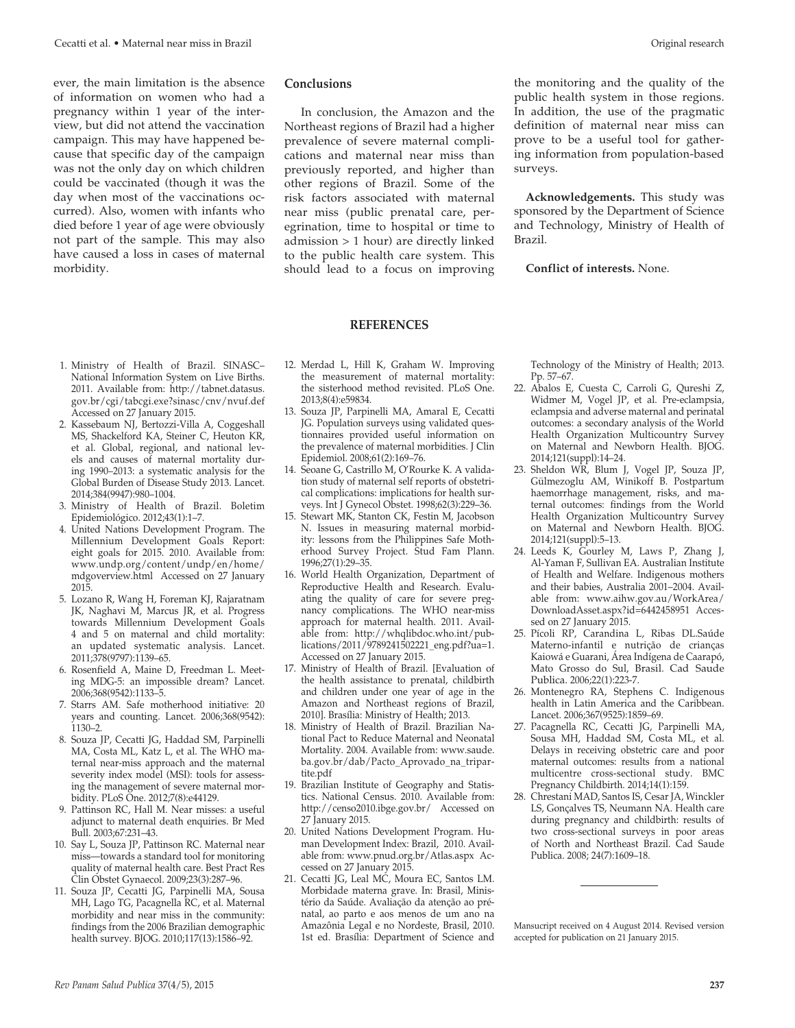ever, the main limitation is the absence of information on women who had a pregnancy within 1 year of the interview, but did not attend the vaccination campaign. This may have happened because that specific day of the campaign was not the only day on which children could be vaccinated (though it was the day when most of the vaccinations occurred). Also, women with infants who died before 1 year of age were obviously not part of the sample. This may also have caused a loss in cases of maternal morbidity.

## Conclusions

In conclusion, the Amazon and the Northeast regions of Brazil had a higher prevalence of severe maternal complications and maternal near miss than previously reported, and higher than other regions of Brazil. Some of the risk factors associated with maternal near miss (public prenatal care, peregrination, time to hospital or time to admission > 1 hour) are directly linked to the public health care system. This should lead to a focus on improving the monitoring and the quality of the public health system in those regions. In addition, the use of the pragmatic definition of maternal near miss can prove to be a useful tool for gathering information from population-based surveys.

**Acknowledgements.** This study was sponsored by the Department of Science and Technology, Ministry of Health of Brazil.

**Conflict of interests.** None.

## REFERENCES

1. Ministry of Health of Brazil. SINASC–National Information System on Live Births. 2011. Available from: http://tabnet.datasus.gov.br/cgi/tabcgi.exe?sinasc/cnv/nvuf.def Accessed on 27 January 2015.
2. Kassebaum NJ, Bertozzi-Villa A, Coggeshall MS, Shackelford KA, Steiner C, Heuton KR, et al. Global, regional, and national levels and causes of maternal mortality during 1990–2013: a systematic analysis for the Global Burden of Disease Study 2013. Lancet. 2014;384(9947):980–1004.
3. Ministry of Health of Brazil. Boletim Epidemiológico. 2012;43(1):1–7.
4. United Nations Development Program. The Millennium Development Goals Report: eight goals for 2015. 2010. Available from: www.undp.org/content/undp/en/home/mdgoverview.html Accessed on 27 January 2015.
5. Lozano R, Wang H, Foreman KJ, Rajaratnam JK, Naghavi M, Marcus JR, et al. Progress towards Millennium Development Goals 4 and 5 on maternal and child mortality: an updated systematic analysis. Lancet. 2011;378(9797):1139–65.
6. Rosenfield A, Maine D, Freedman L. Meeting MDG-5: an impossible dream? Lancet. 2006;368(9542):1133–5.
7. Starrs AM. Safe motherhood initiative: 20 years and counting. Lancet. 2006;368(9542):1130–2.
8. Souza JP, Cecatti JG, Haddad SM, Parpinelli MA, Costa ML, Katz L, et al. The WHO maternal near-miss approach and the maternal severity index model (MSI): tools for assessing the management of severe maternal morbidity. PLoS One. 2012;7(8):e44129.
9. Pattinson RC, Hall M. Near misses: a useful adjunct to maternal death enquiries. Br Med Bull. 2003;67:231–43.
10. Say L, Souza JP, Pattinson RC. Maternal near miss—towards a standard tool for monitoring quality of maternal health care. Best Pract Res Clin Obstet Gynaecol. 2009;23(3):287–96.
11. Souza JP, Cecatti JG, Parpinelli MA, Sousa MH, Lago TG, Pacagnella RC, et al. Maternal morbidity and near miss in the community: findings from the 2006 Brazilian demographic health survey. BJOG. 2010;117(13):1586–92.
12. Merdad L, Hill K, Graham W. Improving the measurement of maternal mortality: the sisterhood method revisited. PLoS One. 2013;8(4):e59834.
13. Souza JP, Parpinelli MA, Amaral E, Cecatti JG. Population surveys using validated questionnaires provided useful information on the prevalence of maternal morbidities. J Clin Epidemiol. 2008;61(2):169–76.
14. Seoane G, Castrillo M, O'Rourke K. A validation study of maternal self reports of obstetrical complications: implications for health surveys. Int J Gynecol Obstet. 1998;62(3):229–36.
15. Stewart MK, Stanton CK, Festin M, Jacobson N. Issues in measuring maternal morbidity: lessons from the Philippines Safe Motherhood Survey Project. Stud Fam Plann. 1996;27(1):29–35.
16. World Health Organization, Department of Reproductive Health and Research. Evaluating the quality of care for severe pregnancy complications. The WHO near-miss approach for maternal health. 2011. Available from: http://whqlibdoc.who.int/publications/2011/9789241502221_eng.pdf?ua=1. Accessed on 27 January 2015.
17. Ministry of Health of Brazil. [Evaluation of the health assistance to prenatal, childbirth and children under one year of age in the Amazon and Northeast regions of Brazil, 2010]. Brasília: Ministry of Health; 2013.
18. Ministry of Health of Brazil. Brazilian National Pact to Reduce Maternal and Neonatal Mortality. 2004. Available from: www.saude.ba.gov.br/dab/Pacto_Aprovado_na_tripartite.pdf
19. Brazilian Institute of Geography and Statistics. National Census. 2010. Available from: http://censo2010.ibge.gov.br/ Accessed on 27 January 2015.
20. United Nations Development Program. Human Development Index: Brazil, 2010. Available from: www.pnud.org.br/Atlas.aspx Accessed on 27 January 2015.
21. Cecatti JG, Leal MC, Moura EC, Santos LM. Morbidade materna grave. In: Brasil, Ministério da Saúde. Avaliação da atenção ao pré-natal, ao parto e aos menos de um ano na Amazônia Legal e no Nordeste, Brasil, 2010. 1st ed. Brasília: Department of Science and Technology of the Ministry of Health; 2013. Pp. 57–67.
22. Abalos E, Cuesta C, Carroli G, Qureshi Z, Widmer M, Vogel JP, et al. Pre-eclampsia, eclampsia and adverse maternal and perinatal outcomes: a secondary analysis of the World Health Organization Multicountry Survey on Maternal and Newborn Health. BJOG. 2014;121(suppl):14–24.
23. Sheldon WR, Blum J, Vogel JP, Souza JP, Gülmezoglu AM, Winikoff B. Postpartum haemorrhage management, risks, and maternal outcomes: findings from the World Health Organization Multicountry Survey on Maternal and Newborn Health. BJOG. 2014;121(suppl):5–13.
24. Leeds K, Gourley M, Laws P, Zhang J, Al-Yaman F, Sullivan EA. Australian Institute of Health and Welfare. Indigenous mothers and their babies, Australia 2001–2004. Available from: www.aihw.gov.au/WorkArea/DownloadAsset.aspx?id=6442458951 Accessed on 27 January 2015.
25. Pícoli RP, Carandina L, Ribas DL.Saúde Materno-infantil e nutrição de crianças Kaiowá e Guarani, Área Indígena de Caarapó, Mato Grosso do Sul, Brasil. Cad Saude Publica. 2006;22(1):223-7.
26. Montenegro RA, Stephens C. Indigenous health in Latin America and the Caribbean. Lancet. 2006;367(9525):1859–69.
27. Pacagnella RC, Cecatti JG, Parpinelli MA, Sousa MH, Haddad SM, Costa ML, et al. Delays in receiving obstetric care and poor maternal outcomes: results from a national multicentre cross-sectional study. BMC Pregnancy Childbirth. 2014;14(1):159.
28. Chrestani MAD, Santos IS, Cesar JA, Winckler LS, Gonçalves TS, Neumann NA. Health care during pregnancy and childbirth: results of two cross-sectional surveys in poor areas of North and Northeast Brazil. Cad Saude Publica. 2008; 24(7):1609–18.

Mansucript received on 4 August 2014. Revised version accepted for publication on 21 January 2015.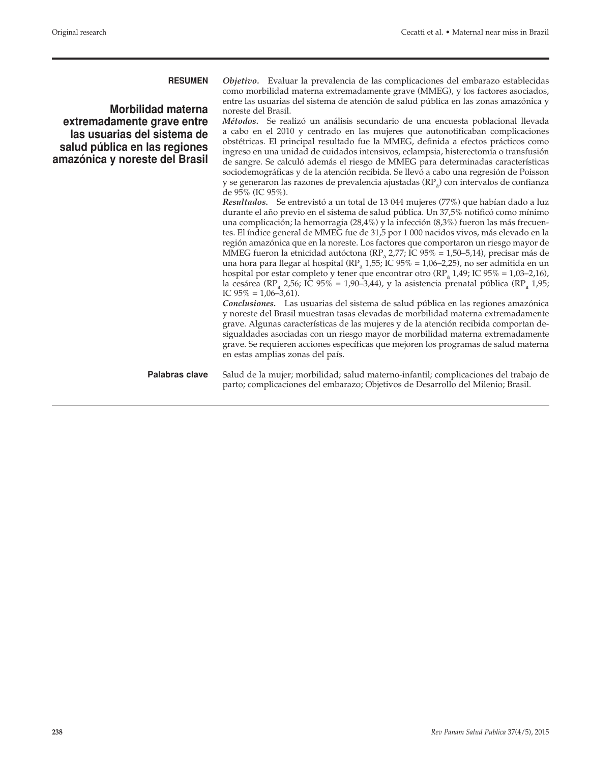## RESUMEN

### Morbilidad materna extremadamente grave entre las usuarias del sistema de salud pública en las regiones amazónica y noreste del Brasil

***Objetivo.*** Evaluar la prevalencia de las complicaciones del embarazo establecidas como morbilidad materna extremadamente grave (MMEG), y los factores asociados, entre las usuarias del sistema de atención de salud pública en las zonas amazónica y noreste del Brasil.

***Métodos.*** Se realizó un análisis secundario de una encuesta poblacional llevada a cabo en el 2010 y centrado en las mujeres que autonotificaban complicaciones obstétricas. El principal resultado fue la MMEG, definida a efectos prácticos como ingreso en una unidad de cuidados intensivos, eclampsia, histerectomía o transfusión de sangre. Se calculó además el riesgo de MMEG para determinadas características sociodemográficas y de la atención recibida. Se llevó a cabo una regresión de Poisson y se generaron las razones de prevalencia ajustadas ($RP_a$) con intervalos de confianza de 95% (IC 95%).

***Resultados.*** Se entrevistó a un total de 13 044 mujeres (77%) que habían dado a luz durante el año previo en el sistema de salud pública. Un 37,5% notificó como mínimo una complicación; la hemorragia (28,4%) y la infección (8,3%) fueron las más frecuentes. El índice general de MMEG fue de 31,5 por 1 000 nacidos vivos, más elevado en la región amazónica que en la noreste. Los factores que comportaron un riesgo mayor de MMEG fueron la etnicidad autóctona ($RP_a$ 2,77; IC 95% = 1,50–5,14), precisar más de una hora para llegar al hospital ($RP_a$ 1,55; IC 95% = 1,06–2,25), no ser admitida en un hospital por estar completo y tener que encontrar otro ($RP_a$ 1,49; IC 95% = 1,03–2,16), la cesárea ($RP_a$ 2,56; IC 95% = 1,90–3,44), y la asistencia prenatal pública ($RP_a$ 1,95; IC 95% = 1,06–3,61).

***Conclusiones.*** Las usuarias del sistema de salud pública en las regiones amazónica y noreste del Brasil muestran tasas elevadas de morbilidad materna extremadamente grave. Algunas características de las mujeres y de la atención recibida comportan desigualdades asociadas con un riesgo mayor de morbilidad materna extremadamente grave. Se requieren acciones específicas que mejoren los programas de salud materna en estas amplias zonas del país.

**Palabras clave** Salud de la mujer; morbilidad; salud materno-infantil; complicaciones del trabajo de parto; complicaciones del embarazo; Objetivos de Desarrollo del Milenio; Brasil.